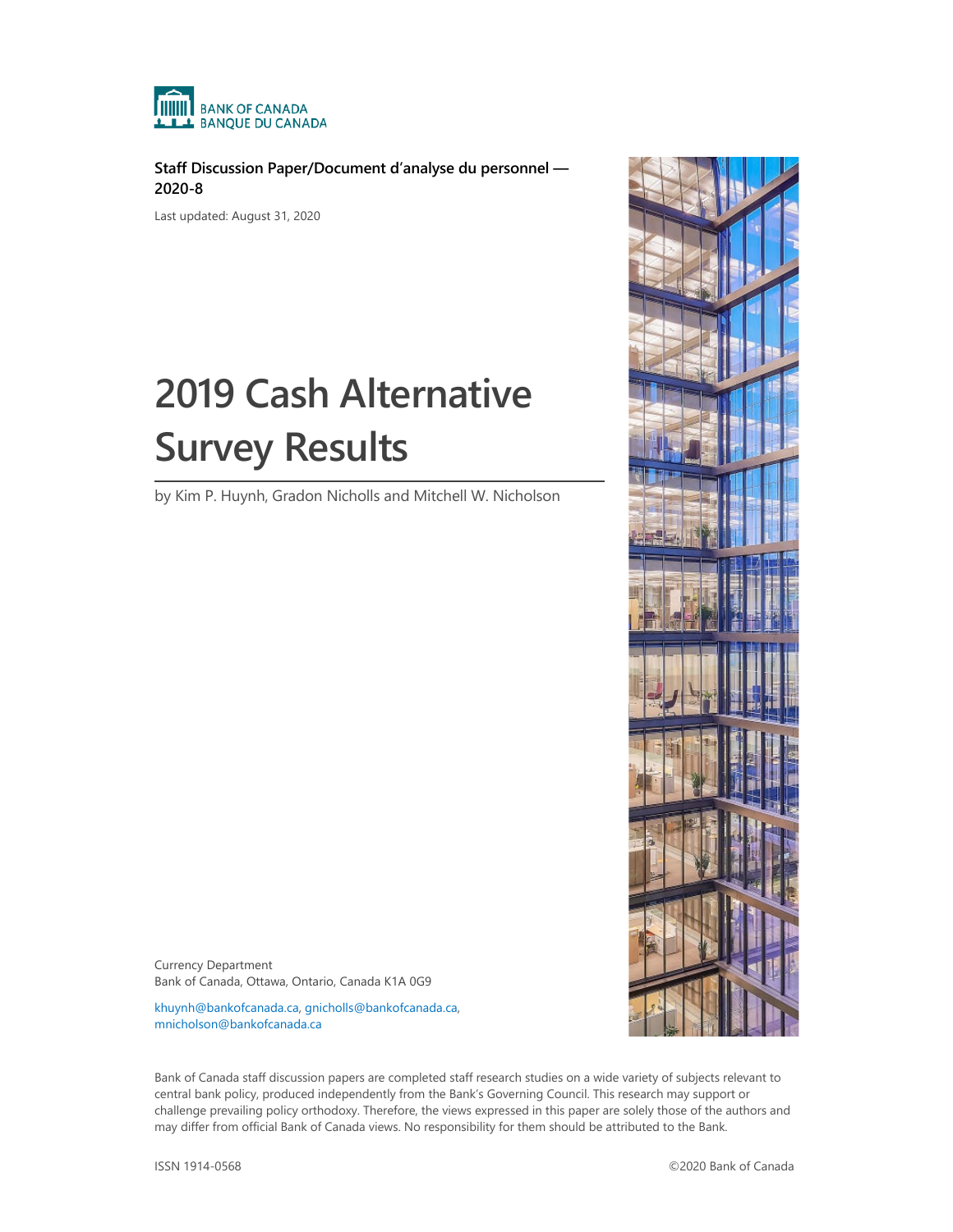BANK OF CANADA
BANQUE DU CANADA

**Staff Discussion Paper/Document d'analyse du personnel — 2020-8**

Last updated: August 31, 2020

# 2019 Cash Alternative Survey Results

by Kim P. Huynh, Gradon Nicholls and Mitchell W. Nicholson

Currency Department
Bank of Canada, Ottawa, Ontario, Canada K1A 0G9

khuynh@bankofcanada.ca, gnicholls@bankofcanada.ca, mnicholson@bankofcanada.ca

Bank of Canada staff discussion papers are completed staff research studies on a wide variety of subjects relevant to central bank policy, produced independently from the Bank's Governing Council. This research may support or challenge prevailing policy orthodoxy. Therefore, the views expressed in this paper are solely those of the authors and may differ from official Bank of Canada views. No responsibility for them should be attributed to the Bank.

ISSN 1914-0568

©2020 Bank of Canada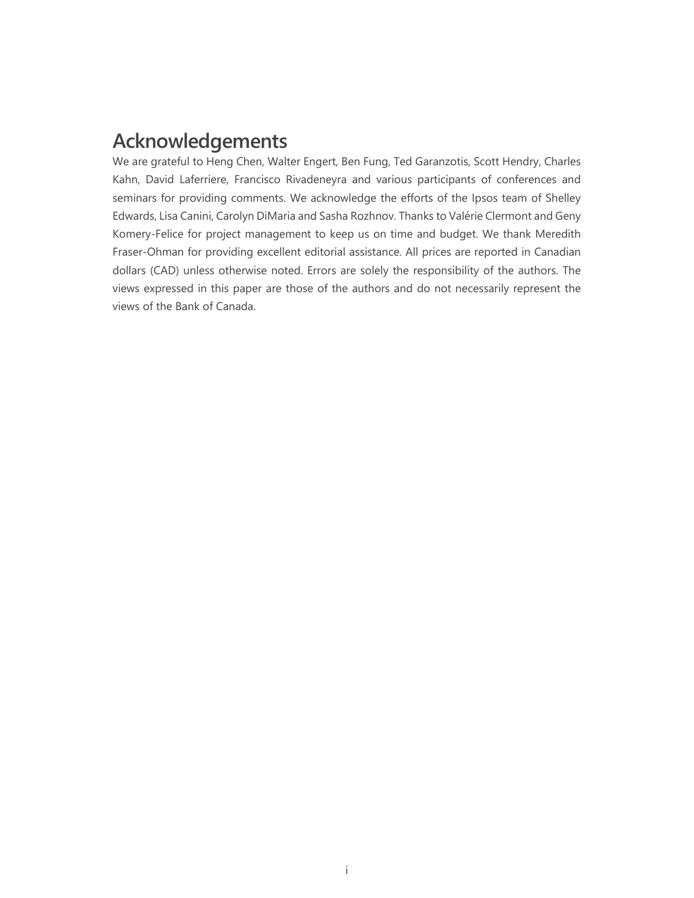## Acknowledgements

We are grateful to Heng Chen, Walter Engert, Ben Fung, Ted Garanzotis, Scott Hendry, Charles Kahn, David Laferriere, Francisco Rivadeneyra and various participants of conferences and seminars for providing comments. We acknowledge the efforts of the Ipsos team of Shelley Edwards, Lisa Canini, Carolyn DiMaria and Sasha Rozhnov. Thanks to Valérie Clermont and Geny Komery-Felice for project management to keep us on time and budget. We thank Meredith Fraser-Ohman for providing excellent editorial assistance. All prices are reported in Canadian dollars (CAD) unless otherwise noted. Errors are solely the responsibility of the authors. The views expressed in this paper are those of the authors and do not necessarily represent the views of the Bank of Canada.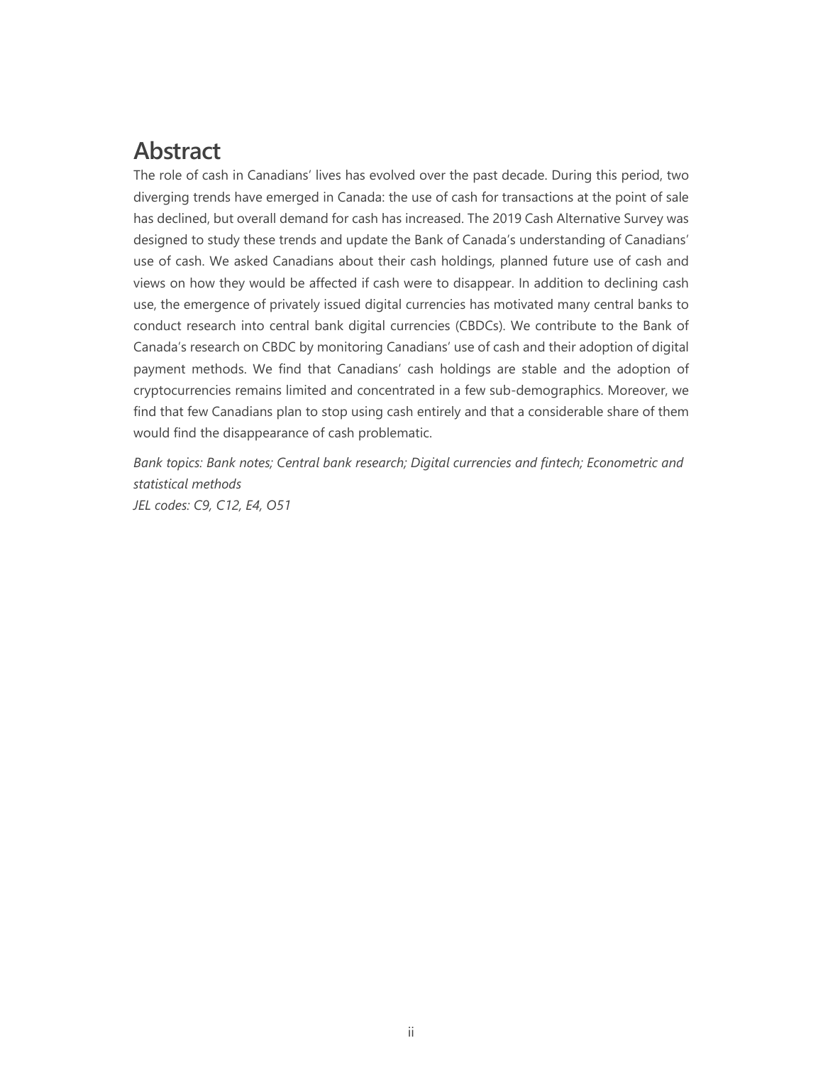## Abstract

The role of cash in Canadians' lives has evolved over the past decade. During this period, two diverging trends have emerged in Canada: the use of cash for transactions at the point of sale has declined, but overall demand for cash has increased. The 2019 Cash Alternative Survey was designed to study these trends and update the Bank of Canada's understanding of Canadians' use of cash. We asked Canadians about their cash holdings, planned future use of cash and views on how they would be affected if cash were to disappear. In addition to declining cash use, the emergence of privately issued digital currencies has motivated many central banks to conduct research into central bank digital currencies (CBDCs). We contribute to the Bank of Canada's research on CBDC by monitoring Canadians' use of cash and their adoption of digital payment methods. We find that Canadians' cash holdings are stable and the adoption of cryptocurrencies remains limited and concentrated in a few sub-demographics. Moreover, we find that few Canadians plan to stop using cash entirely and that a considerable share of them would find the disappearance of cash problematic.

*Bank topics: Bank notes; Central bank research; Digital currencies and fintech; Econometric and statistical methods*
*JEL codes: C9, C12, E4, O51*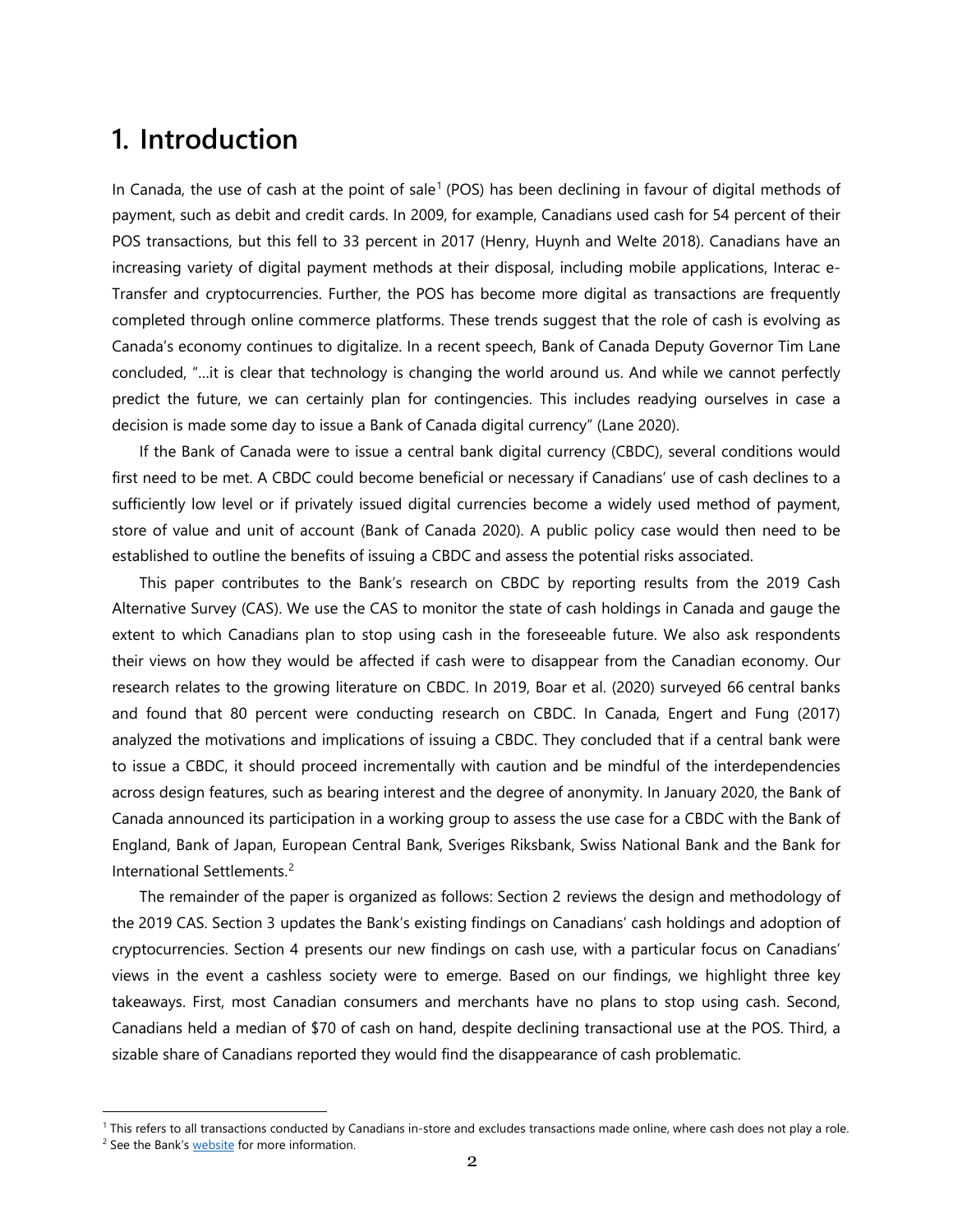# 1. Introduction

In Canada, the use of cash at the point of sale[1] (POS) has been declining in favour of digital methods of payment, such as debit and credit cards. In 2009, for example, Canadians used cash for 54 percent of their POS transactions, but this fell to 33 percent in 2017 (Henry, Huynh and Welte 2018). Canadians have an increasing variety of digital payment methods at their disposal, including mobile applications, Interac e-Transfer and cryptocurrencies. Further, the POS has become more digital as transactions are frequently completed through online commerce platforms. These trends suggest that the role of cash is evolving as Canada's economy continues to digitalize. In a recent speech, Bank of Canada Deputy Governor Tim Lane concluded, "…it is clear that technology is changing the world around us. And while we cannot perfectly predict the future, we can certainly plan for contingencies. This includes readying ourselves in case a decision is made some day to issue a Bank of Canada digital currency" (Lane 2020).

If the Bank of Canada were to issue a central bank digital currency (CBDC), several conditions would first need to be met. A CBDC could become beneficial or necessary if Canadians' use of cash declines to a sufficiently low level or if privately issued digital currencies become a widely used method of payment, store of value and unit of account (Bank of Canada 2020). A public policy case would then need to be established to outline the benefits of issuing a CBDC and assess the potential risks associated.

This paper contributes to the Bank's research on CBDC by reporting results from the 2019 Cash Alternative Survey (CAS). We use the CAS to monitor the state of cash holdings in Canada and gauge the extent to which Canadians plan to stop using cash in the foreseeable future. We also ask respondents their views on how they would be affected if cash were to disappear from the Canadian economy. Our research relates to the growing literature on CBDC. In 2019, Boar et al. (2020) surveyed 66 central banks and found that 80 percent were conducting research on CBDC. In Canada, Engert and Fung (2017) analyzed the motivations and implications of issuing a CBDC. They concluded that if a central bank were to issue a CBDC, it should proceed incrementally with caution and be mindful of the interdependencies across design features, such as bearing interest and the degree of anonymity. In January 2020, the Bank of Canada announced its participation in a working group to assess the use case for a CBDC with the Bank of England, Bank of Japan, European Central Bank, Sveriges Riksbank, Swiss National Bank and the Bank for International Settlements.[2]

The remainder of the paper is organized as follows: Section 2 reviews the design and methodology of the 2019 CAS. Section 3 updates the Bank's existing findings on Canadians' cash holdings and adoption of cryptocurrencies. Section 4 presents our new findings on cash use, with a particular focus on Canadians' views in the event a cashless society were to emerge. Based on our findings, we highlight three key takeaways. First, most Canadian consumers and merchants have no plans to stop using cash. Second, Canadians held a median of $70 of cash on hand, despite declining transactional use at the POS. Third, a sizable share of Canadians reported they would find the disappearance of cash problematic.

[1] This refers to all transactions conducted by Canadians in-store and excludes transactions made online, where cash does not play a role.
[2] See the Bank's website for more information.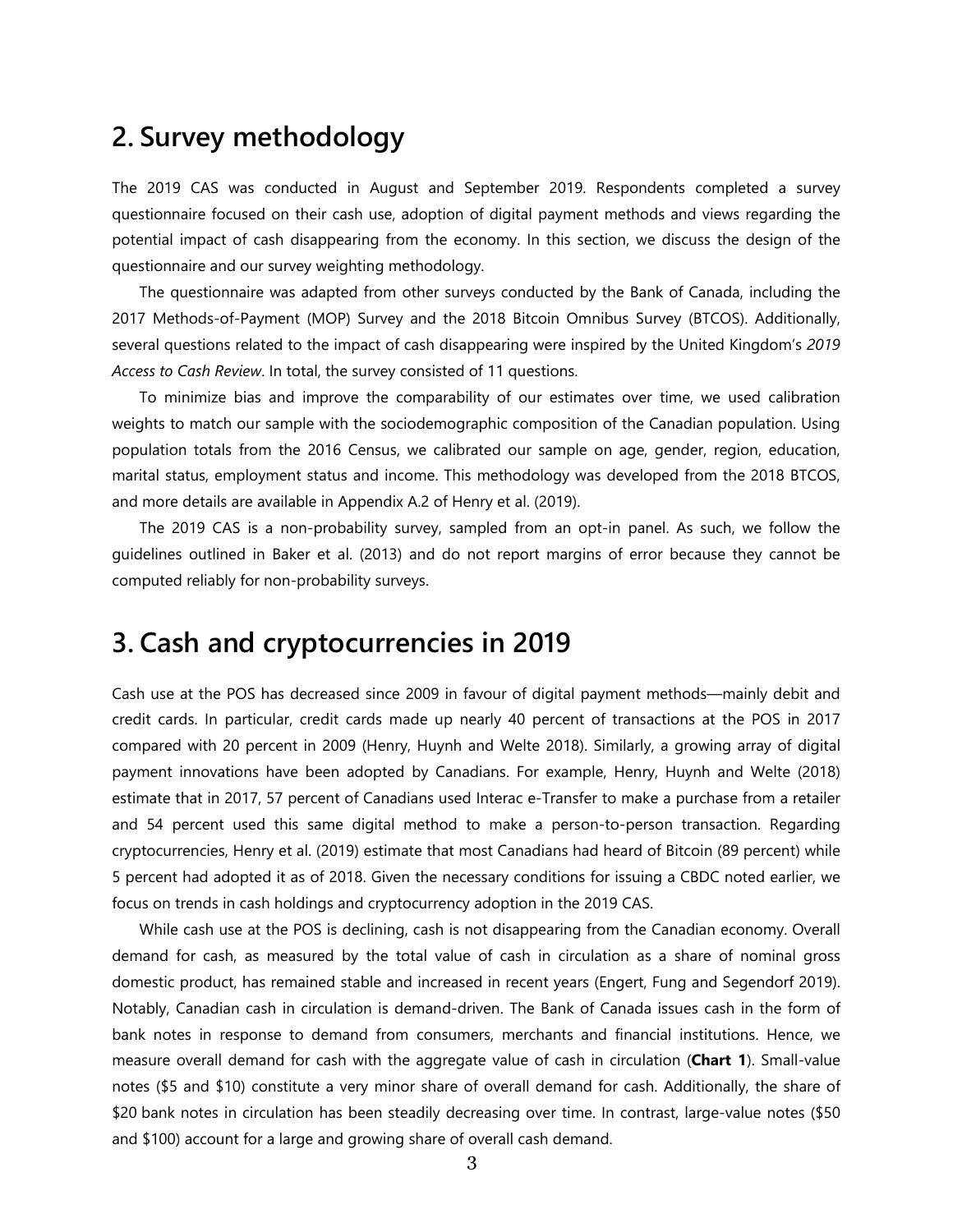## 2. Survey methodology

The 2019 CAS was conducted in August and September 2019. Respondents completed a survey questionnaire focused on their cash use, adoption of digital payment methods and views regarding the potential impact of cash disappearing from the economy. In this section, we discuss the design of the questionnaire and our survey weighting methodology.

The questionnaire was adapted from other surveys conducted by the Bank of Canada, including the 2017 Methods-of-Payment (MOP) Survey and the 2018 Bitcoin Omnibus Survey (BTCOS). Additionally, several questions related to the impact of cash disappearing were inspired by the United Kingdom's *2019 Access to Cash Review*. In total, the survey consisted of 11 questions.

To minimize bias and improve the comparability of our estimates over time, we used calibration weights to match our sample with the sociodemographic composition of the Canadian population. Using population totals from the 2016 Census, we calibrated our sample on age, gender, region, education, marital status, employment status and income. This methodology was developed from the 2018 BTCOS, and more details are available in Appendix A.2 of Henry et al. (2019).

The 2019 CAS is a non-probability survey, sampled from an opt-in panel. As such, we follow the guidelines outlined in Baker et al. (2013) and do not report margins of error because they cannot be computed reliably for non-probability surveys.

## 3. Cash and cryptocurrencies in 2019

Cash use at the POS has decreased since 2009 in favour of digital payment methods—mainly debit and credit cards. In particular, credit cards made up nearly 40 percent of transactions at the POS in 2017 compared with 20 percent in 2009 (Henry, Huynh and Welte 2018). Similarly, a growing array of digital payment innovations have been adopted by Canadians. For example, Henry, Huynh and Welte (2018) estimate that in 2017, 57 percent of Canadians used Interac e-Transfer to make a purchase from a retailer and 54 percent used this same digital method to make a person-to-person transaction. Regarding cryptocurrencies, Henry et al. (2019) estimate that most Canadians had heard of Bitcoin (89 percent) while 5 percent had adopted it as of 2018. Given the necessary conditions for issuing a CBDC noted earlier, we focus on trends in cash holdings and cryptocurrency adoption in the 2019 CAS.

While cash use at the POS is declining, cash is not disappearing from the Canadian economy. Overall demand for cash, as measured by the total value of cash in circulation as a share of nominal gross domestic product, has remained stable and increased in recent years (Engert, Fung and Segendorf 2019). Notably, Canadian cash in circulation is demand-driven. The Bank of Canada issues cash in the form of bank notes in response to demand from consumers, merchants and financial institutions. Hence, we measure overall demand for cash with the aggregate value of cash in circulation (**Chart 1**). Small-value notes ($5 and $10) constitute a very minor share of overall demand for cash. Additionally, the share of $20 bank notes in circulation has been steadily decreasing over time. In contrast, large-value notes ($50 and $100) account for a large and growing share of overall cash demand.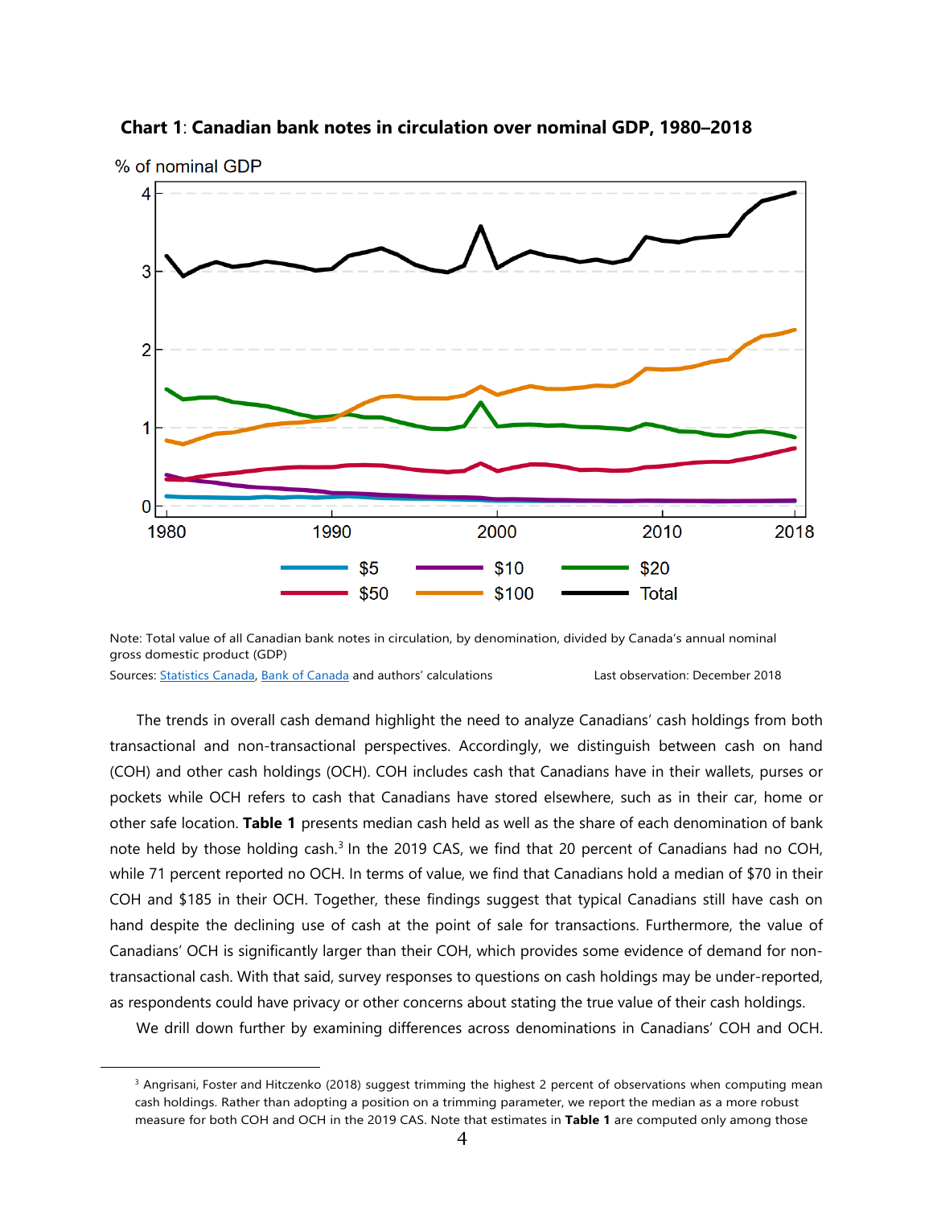**Chart 1**: **Canadian bank notes in circulation over nominal GDP, 1980–2018**

Note: Total value of all Canadian bank notes in circulation, by denomination, divided by Canada's annual nominal gross domestic product (GDP)

Sources: Statistics Canada, Bank of Canada and authors' calculations

Last observation: December 2018

The trends in overall cash demand highlight the need to analyze Canadians' cash holdings from both transactional and non-transactional perspectives. Accordingly, we distinguish between cash on hand (COH) and other cash holdings (OCH). COH includes cash that Canadians have in their wallets, purses or pockets while OCH refers to cash that Canadians have stored elsewhere, such as in their car, home or other safe location. **Table 1** presents median cash held as well as the share of each denomination of bank note held by those holding cash.[3] In the 2019 CAS, we find that 20 percent of Canadians had no COH, while 71 percent reported no OCH. In terms of value, we find that Canadians hold a median of $70 in their COH and $185 in their OCH. Together, these findings suggest that typical Canadians still have cash on hand despite the declining use of cash at the point of sale for transactions. Furthermore, the value of Canadians' OCH is significantly larger than their COH, which provides some evidence of demand for non-transactional cash. With that said, survey responses to questions on cash holdings may be under-reported, as respondents could have privacy or other concerns about stating the true value of their cash holdings.

We drill down further by examining differences across denominations in Canadians' COH and OCH.

[3] Angrisani, Foster and Hitczenko (2018) suggest trimming the highest 2 percent of observations when computing mean cash holdings. Rather than adopting a position on a trimming parameter, we report the median as a more robust measure for both COH and OCH in the 2019 CAS. Note that estimates in **Table 1** are computed only among those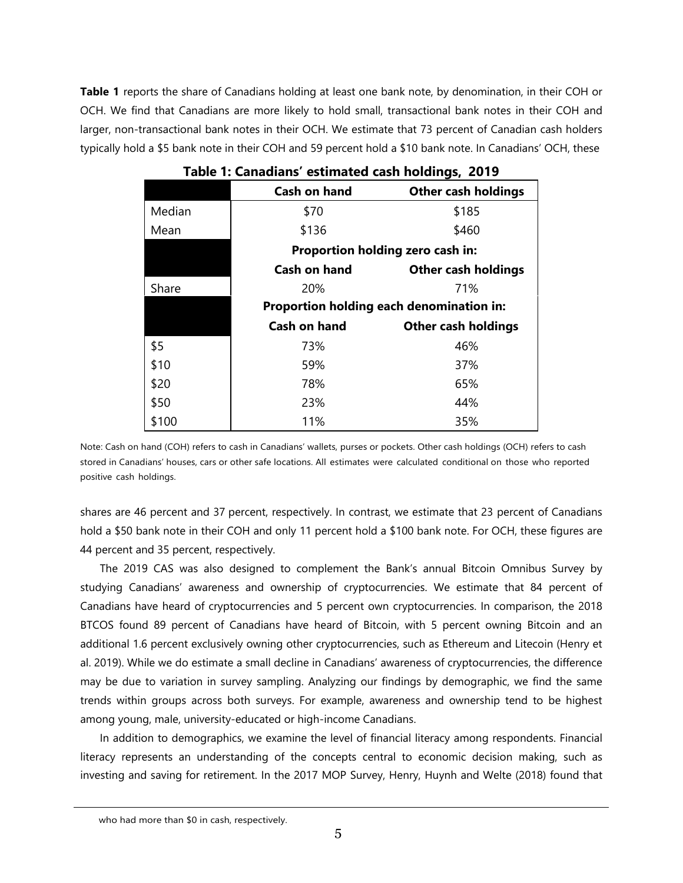**Table 1** reports the share of Canadians holding at least one bank note, by denomination, in their COH or OCH. We find that Canadians are more likely to hold small, transactional bank notes in their COH and larger, non-transactional bank notes in their OCH. We estimate that 73 percent of Canadian cash holders typically hold a $5 bank note in their COH and 59 percent hold a $10 bank note. In Canadians' OCH, these shares are 46 percent and 37 percent, respectively. In contrast, we estimate that 23 percent of Canadians hold a $50 bank note in their COH and only 11 percent hold a $100 bank note. For OCH, these figures are 44 percent and 35 percent, respectively.

**Table 1: Canadians' estimated cash holdings, 2019**

| | Cash on hand | Other cash holdings |
|---|---|---|
| Median | $70 | $185 |
| Mean | $136 | $460 |
| | **Proportion holding zero cash in:** | |
| | **Cash on hand** | **Other cash holdings** |
| Share | 20% | 71% |
| | **Proportion holding each denomination in:** | |
| | **Cash on hand** | **Other cash holdings** |
| $5 | 73% | 46% |
| $10 | 59% | 37% |
| $20 | 78% | 65% |
| $50 | 23% | 44% |
| $100 | 11% | 35% |

Note: Cash on hand (COH) refers to cash in Canadians' wallets, purses or pockets. Other cash holdings (OCH) refers to cash stored in Canadians' houses, cars or other safe locations. All estimates were calculated conditional on those who reported positive cash holdings.

The 2019 CAS was also designed to complement the Bank's annual Bitcoin Omnibus Survey by studying Canadians' awareness and ownership of cryptocurrencies. We estimate that 84 percent of Canadians have heard of cryptocurrencies and 5 percent own cryptocurrencies. In comparison, the 2018 BTCOS found 89 percent of Canadians have heard of Bitcoin, with 5 percent owning Bitcoin and an additional 1.6 percent exclusively owning other cryptocurrencies, such as Ethereum and Litecoin (Henry et al. 2019). While we do estimate a small decline in Canadians' awareness of cryptocurrencies, the difference may be due to variation in survey sampling. Analyzing our findings by demographic, we find the same trends within groups across both surveys. For example, awareness and ownership tend to be highest among young, male, university-educated or high-income Canadians.

In addition to demographics, we examine the level of financial literacy among respondents. Financial literacy represents an understanding of the concepts central to economic decision making, such as investing and saving for retirement. In the 2017 MOP Survey, Henry, Huynh and Welte (2018) found that

who had more than $0 in cash, respectively.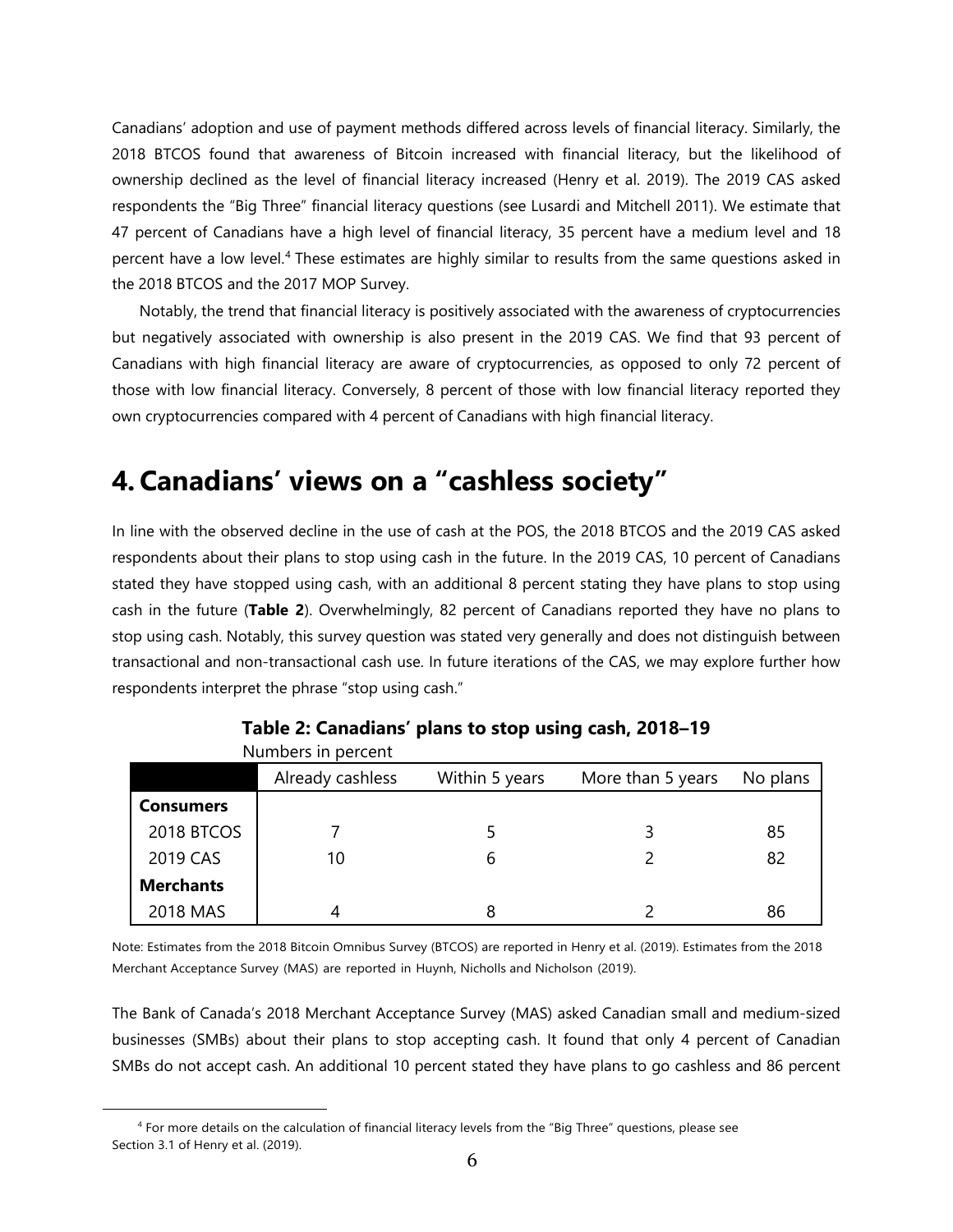Canadians' adoption and use of payment methods differed across levels of financial literacy. Similarly, the 2018 BTCOS found that awareness of Bitcoin increased with financial literacy, but the likelihood of ownership declined as the level of financial literacy increased (Henry et al. 2019). The 2019 CAS asked respondents the "Big Three" financial literacy questions (see Lusardi and Mitchell 2011). We estimate that 47 percent of Canadians have a high level of financial literacy, 35 percent have a medium level and 18 percent have a low level.[4] These estimates are highly similar to results from the same questions asked in the 2018 BTCOS and the 2017 MOP Survey.

Notably, the trend that financial literacy is positively associated with the awareness of cryptocurrencies but negatively associated with ownership is also present in the 2019 CAS. We find that 93 percent of Canadians with high financial literacy are aware of cryptocurrencies, as opposed to only 72 percent of those with low financial literacy. Conversely, 8 percent of those with low financial literacy reported they own cryptocurrencies compared with 4 percent of Canadians with high financial literacy.

# 4. Canadians' views on a "cashless society"

In line with the observed decline in the use of cash at the POS, the 2018 BTCOS and the 2019 CAS asked respondents about their plans to stop using cash in the future. In the 2019 CAS, 10 percent of Canadians stated they have stopped using cash, with an additional 8 percent stating they have plans to stop using cash in the future (**Table 2**). Overwhelmingly, 82 percent of Canadians reported they have no plans to stop using cash. Notably, this survey question was stated very generally and does not distinguish between transactional and non-transactional cash use. In future iterations of the CAS, we may explore further how respondents interpret the phrase "stop using cash."

**Table 2: Canadians' plans to stop using cash, 2018–19**

Numbers in percent

| | Already cashless | Within 5 years | More than 5 years | No plans |
|---|---|---|---|---|
| **Consumers** | | | | |
| 2018 BTCOS | 7 | 5 | 3 | 85 |
| 2019 CAS | 10 | 6 | 2 | 82 |
| **Merchants** | | | | |
| 2018 MAS | 4 | 8 | 2 | 86 |

Note: Estimates from the 2018 Bitcoin Omnibus Survey (BTCOS) are reported in Henry et al. (2019). Estimates from the 2018 Merchant Acceptance Survey (MAS) are reported in Huynh, Nicholls and Nicholson (2019).

The Bank of Canada's 2018 Merchant Acceptance Survey (MAS) asked Canadian small and medium-sized businesses (SMBs) about their plans to stop accepting cash. It found that only 4 percent of Canadian SMBs do not accept cash. An additional 10 percent stated they have plans to go cashless and 86 percent

[4] For more details on the calculation of financial literacy levels from the "Big Three" questions, please see Section 3.1 of Henry et al. (2019).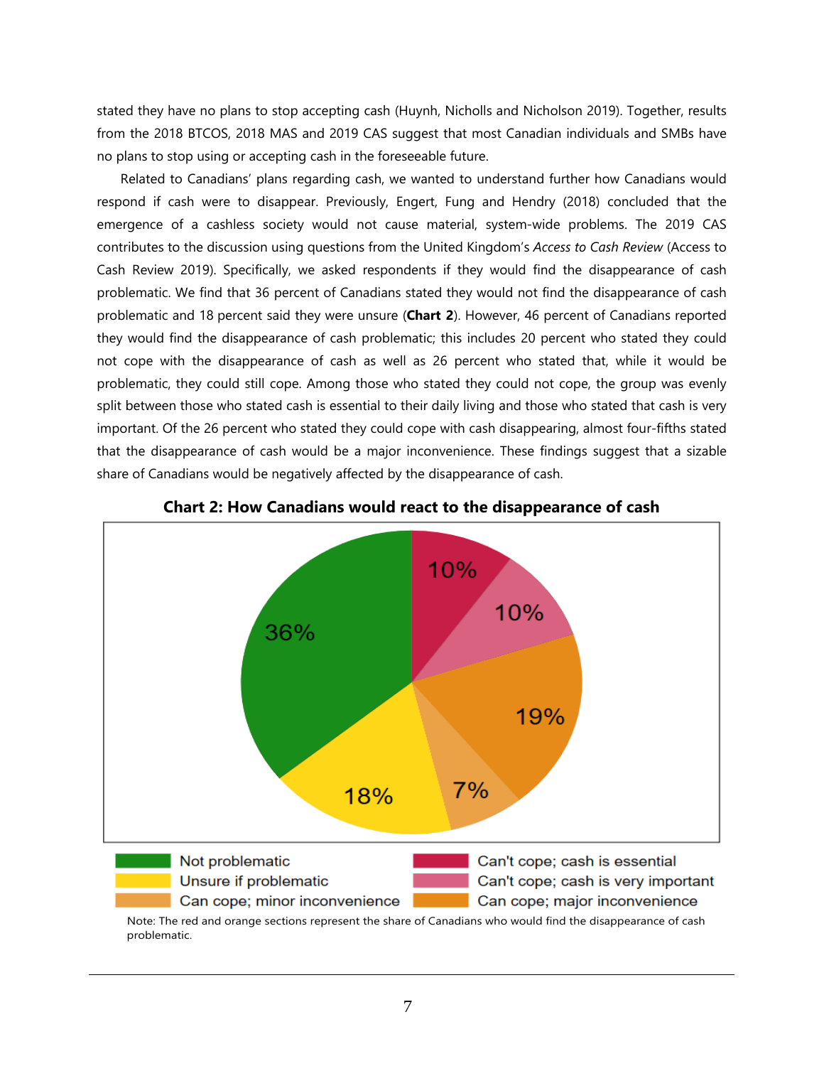stated they have no plans to stop accepting cash (Huynh, Nicholls and Nicholson 2019). Together, results from the 2018 BTCOS, 2018 MAS and 2019 CAS suggest that most Canadian individuals and SMBs have no plans to stop using or accepting cash in the foreseeable future.

Related to Canadians' plans regarding cash, we wanted to understand further how Canadians would respond if cash were to disappear. Previously, Engert, Fung and Hendry (2018) concluded that the emergence of a cashless society would not cause material, system-wide problems. The 2019 CAS contributes to the discussion using questions from the United Kingdom's *Access to Cash Review* (Access to Cash Review 2019). Specifically, we asked respondents if they would find the disappearance of cash problematic. We find that 36 percent of Canadians stated they would not find the disappearance of cash problematic and 18 percent said they were unsure (**Chart 2**). However, 46 percent of Canadians reported they would find the disappearance of cash problematic; this includes 20 percent who stated they could not cope with the disappearance of cash as well as 26 percent who stated that, while it would be problematic, they could still cope. Among those who stated they could not cope, the group was evenly split between those who stated cash is essential to their daily living and those who stated that cash is very important. Of the 26 percent who stated they could cope with cash disappearing, almost four-fifths stated that the disappearance of cash would be a major inconvenience. These findings suggest that a sizable share of Canadians would be negatively affected by the disappearance of cash.

**Chart 2: How Canadians would react to the disappearance of cash**

| Response | Share |
|---|---|
| Not problematic | 36% |
| Unsure if problematic | 18% |
| Can cope; minor inconvenience | 7% |
| Can cope; major inconvenience | 19% |
| Can't cope; cash is very important | 10% |
| Can't cope; cash is essential | 10% |

Note: The red and orange sections represent the share of Canadians who would find the disappearance of cash problematic.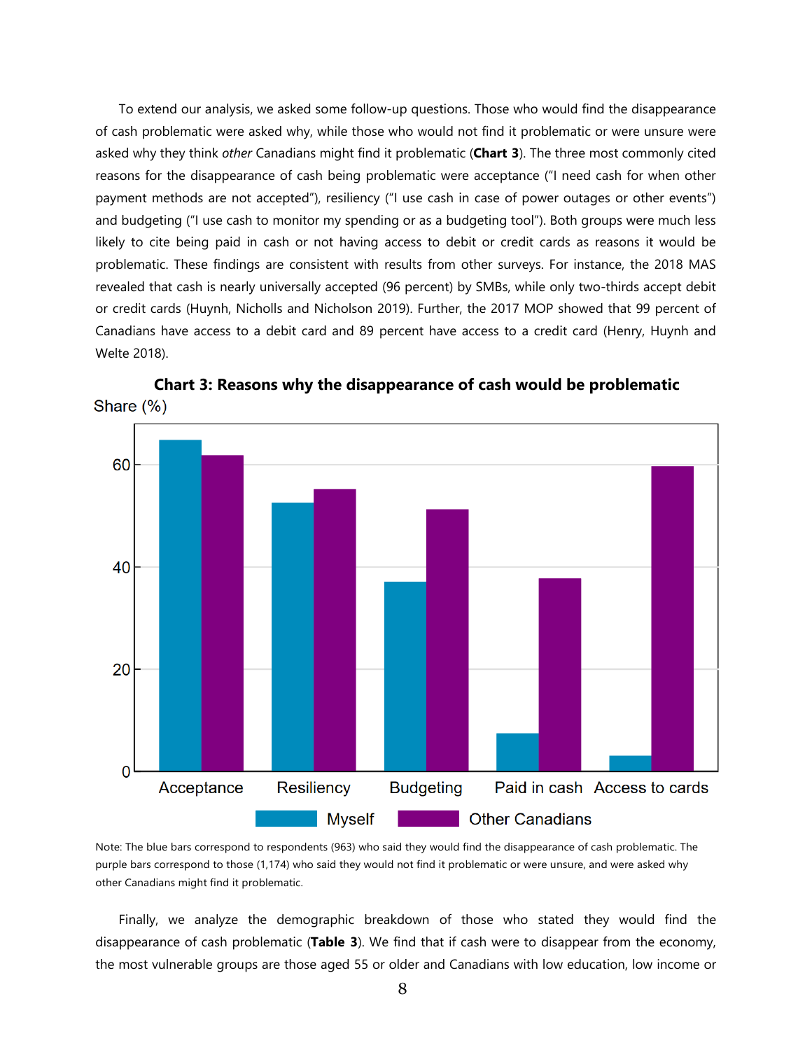To extend our analysis, we asked some follow-up questions. Those who would find the disappearance of cash problematic were asked why, while those who would not find it problematic or were unsure were asked why they think *other* Canadians might find it problematic (**Chart 3**). The three most commonly cited reasons for the disappearance of cash being problematic were acceptance ("I need cash for when other payment methods are not accepted"), resiliency ("I use cash in case of power outages or other events") and budgeting ("I use cash to monitor my spending or as a budgeting tool"). Both groups were much less likely to cite being paid in cash or not having access to debit or credit cards as reasons it would be problematic. These findings are consistent with results from other surveys. For instance, the 2018 MAS revealed that cash is nearly universally accepted (96 percent) by SMBs, while only two-thirds accept debit or credit cards (Huynh, Nicholls and Nicholson 2019). Further, the 2017 MOP showed that 99 percent of Canadians have access to a debit card and 89 percent have access to a credit card (Henry, Huynh and Welte 2018).

**Chart 3: Reasons why the disappearance of cash would be problematic**

Note: The blue bars correspond to respondents (963) who said they would find the disappearance of cash problematic. The purple bars correspond to those (1,174) who said they would not find it problematic or were unsure, and were asked why other Canadians might find it problematic.

Finally, we analyze the demographic breakdown of those who stated they would find the disappearance of cash problematic (**Table 3**). We find that if cash were to disappear from the economy, the most vulnerable groups are those aged 55 or older and Canadians with low education, low income or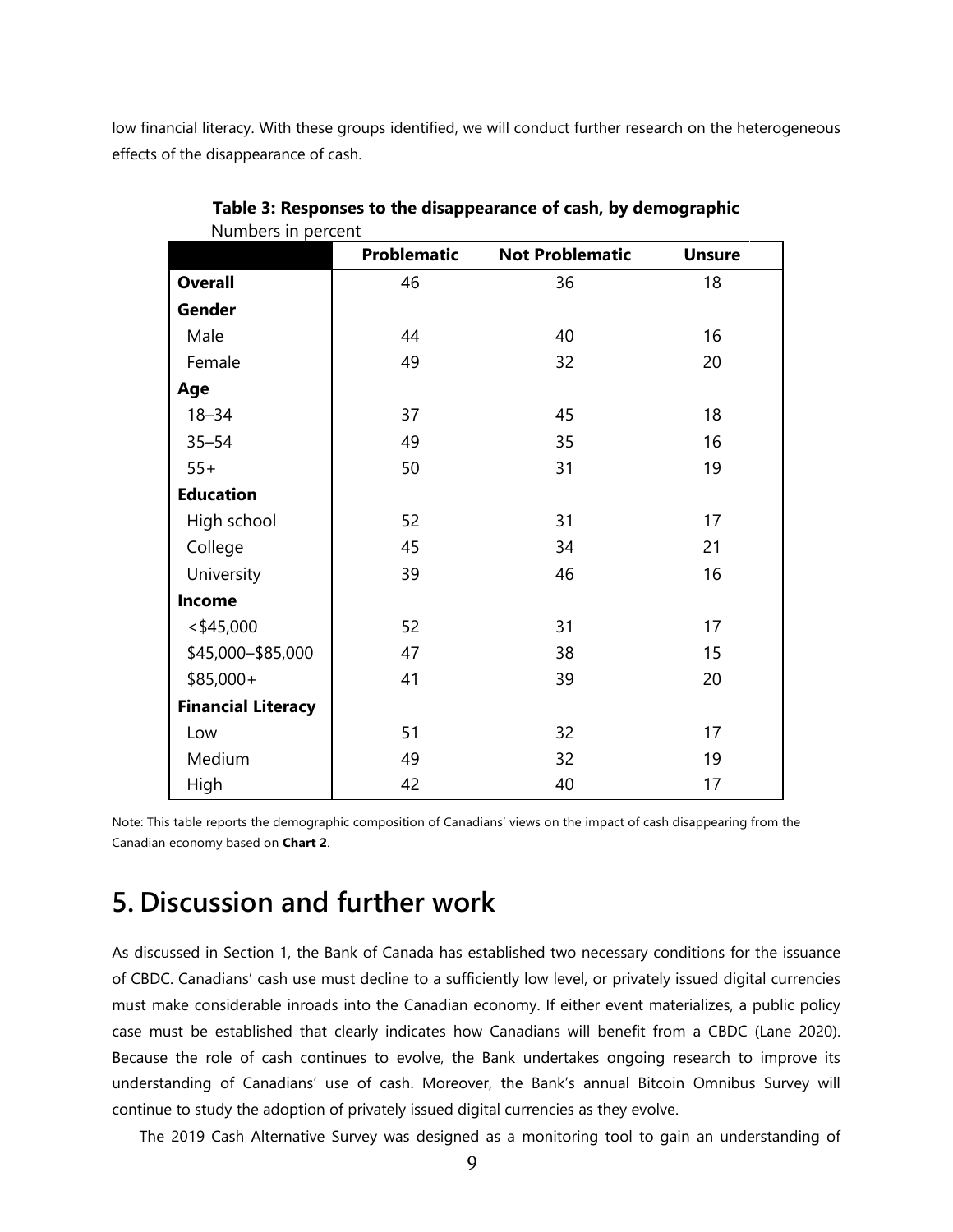low financial literacy. With these groups identified, we will conduct further research on the heterogeneous effects of the disappearance of cash.

**Table 3: Responses to the disappearance of cash, by demographic**

Numbers in percent

| | Problematic | Not Problematic | Unsure |
|---|---|---|---|
| **Overall** | 46 | 36 | 18 |
| **Gender** | | | |
| Male | 44 | 40 | 16 |
| Female | 49 | 32 | 20 |
| **Age** | | | |
| 18–34 | 37 | 45 | 18 |
| 35–54 | 49 | 35 | 16 |
| 55+ | 50 | 31 | 19 |
| **Education** | | | |
| High school | 52 | 31 | 17 |
| College | 45 | 34 | 21 |
| University | 39 | 46 | 16 |
| **Income** | | | |
| <$45,000 | 52 | 31 | 17 |
| $45,000–$85,000 | 47 | 38 | 15 |
| $85,000+ | 41 | 39 | 20 |
| **Financial Literacy** | | | |
| Low | 51 | 32 | 17 |
| Medium | 49 | 32 | 19 |
| High | 42 | 40 | 17 |

Note: This table reports the demographic composition of Canadians' views on the impact of cash disappearing from the Canadian economy based on **Chart 2**.

# 5. Discussion and further work

As discussed in Section 1, the Bank of Canada has established two necessary conditions for the issuance of CBDC. Canadians' cash use must decline to a sufficiently low level, or privately issued digital currencies must make considerable inroads into the Canadian economy. If either event materializes, a public policy case must be established that clearly indicates how Canadians will benefit from a CBDC (Lane 2020). Because the role of cash continues to evolve, the Bank undertakes ongoing research to improve its understanding of Canadians' use of cash. Moreover, the Bank's annual Bitcoin Omnibus Survey will continue to study the adoption of privately issued digital currencies as they evolve.

The 2019 Cash Alternative Survey was designed as a monitoring tool to gain an understanding of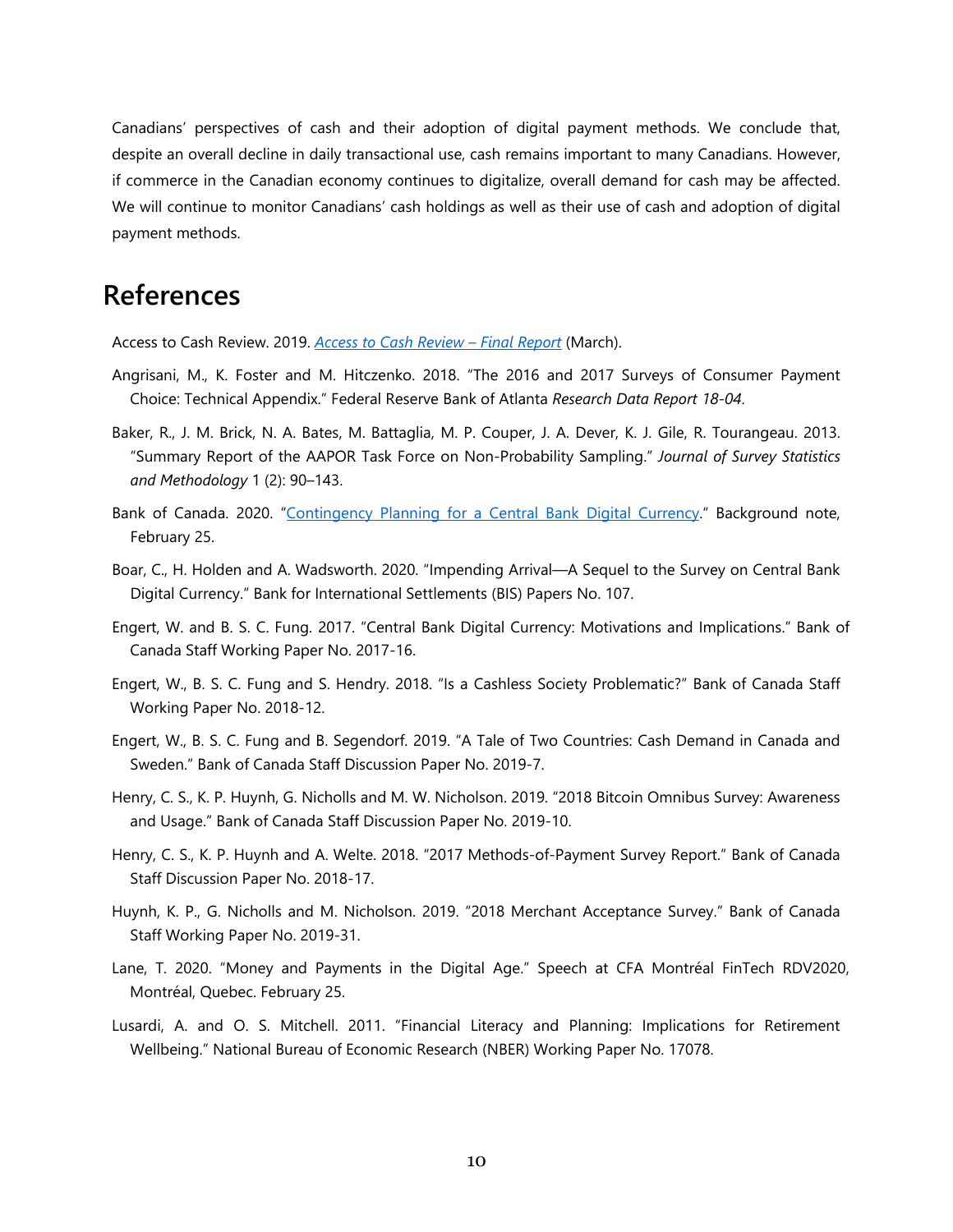Canadians' perspectives of cash and their adoption of digital payment methods. We conclude that, despite an overall decline in daily transactional use, cash remains important to many Canadians. However, if commerce in the Canadian economy continues to digitalize, overall demand for cash may be affected. We will continue to monitor Canadians' cash holdings as well as their use of cash and adoption of digital payment methods.

# References

Access to Cash Review. 2019. *Access to Cash Review – Final Report* (March).

Angrisani, M., K. Foster and M. Hitczenko. 2018. "The 2016 and 2017 Surveys of Consumer Payment Choice: Technical Appendix." Federal Reserve Bank of Atlanta *Research Data Report 18-04*.

Baker, R., J. M. Brick, N. A. Bates, M. Battaglia, M. P. Couper, J. A. Dever, K. J. Gile, R. Tourangeau. 2013. "Summary Report of the AAPOR Task Force on Non-Probability Sampling." *Journal of Survey Statistics and Methodology* 1 (2): 90–143.

Bank of Canada. 2020. "Contingency Planning for a Central Bank Digital Currency." Background note, February 25.

Boar, C., H. Holden and A. Wadsworth. 2020. "Impending Arrival—A Sequel to the Survey on Central Bank Digital Currency." Bank for International Settlements (BIS) Papers No. 107.

Engert, W. and B. S. C. Fung. 2017. "Central Bank Digital Currency: Motivations and Implications." Bank of Canada Staff Working Paper No. 2017-16.

Engert, W., B. S. C. Fung and S. Hendry. 2018. "Is a Cashless Society Problematic?" Bank of Canada Staff Working Paper No. 2018-12.

Engert, W., B. S. C. Fung and B. Segendorf. 2019. "A Tale of Two Countries: Cash Demand in Canada and Sweden." Bank of Canada Staff Discussion Paper No. 2019-7.

Henry, C. S., K. P. Huynh, G. Nicholls and M. W. Nicholson. 2019. "2018 Bitcoin Omnibus Survey: Awareness and Usage." Bank of Canada Staff Discussion Paper No. 2019-10.

Henry, C. S., K. P. Huynh and A. Welte. 2018. "2017 Methods-of-Payment Survey Report." Bank of Canada Staff Discussion Paper No. 2018-17.

Huynh, K. P., G. Nicholls and M. Nicholson. 2019. "2018 Merchant Acceptance Survey." Bank of Canada Staff Working Paper No. 2019-31.

Lane, T. 2020. "Money and Payments in the Digital Age." Speech at CFA Montréal FinTech RDV2020, Montréal, Quebec. February 25.

Lusardi, A. and O. S. Mitchell. 2011. "Financial Literacy and Planning: Implications for Retirement Wellbeing." National Bureau of Economic Research (NBER) Working Paper No. 17078.